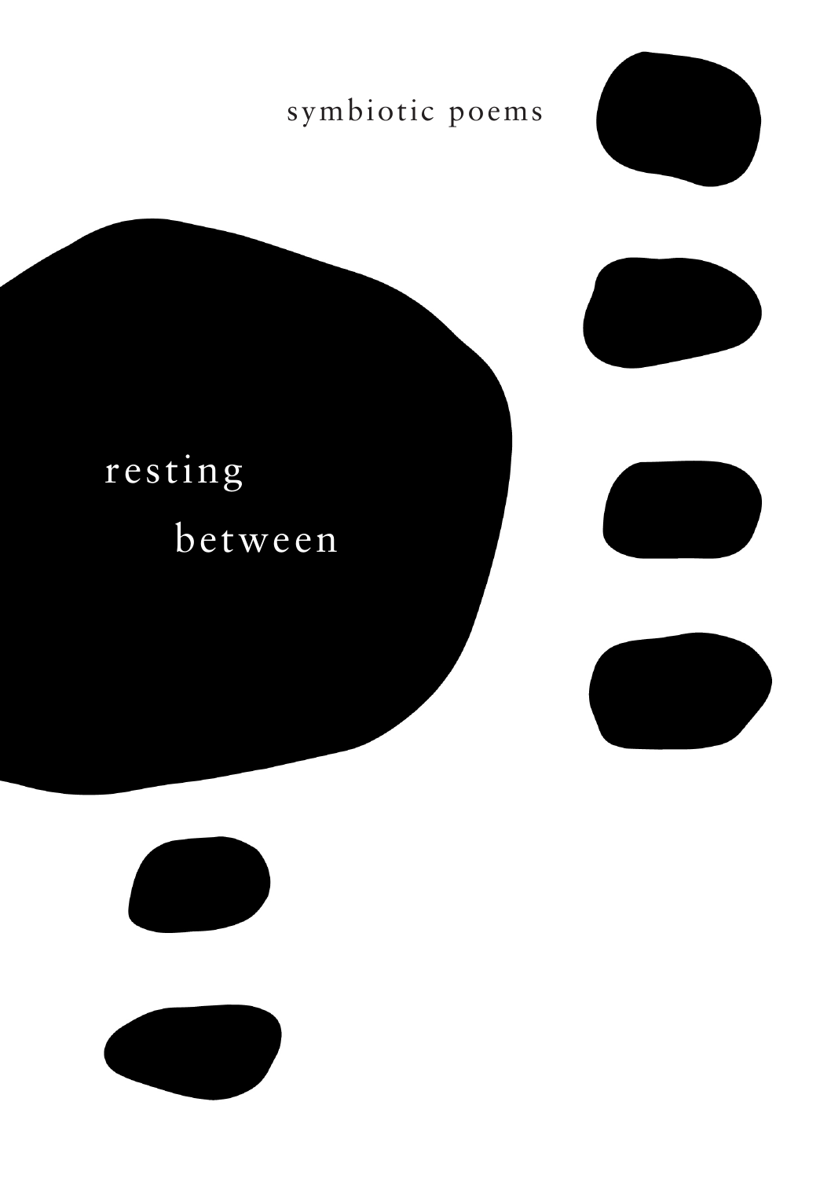symbiotic poems

# resting between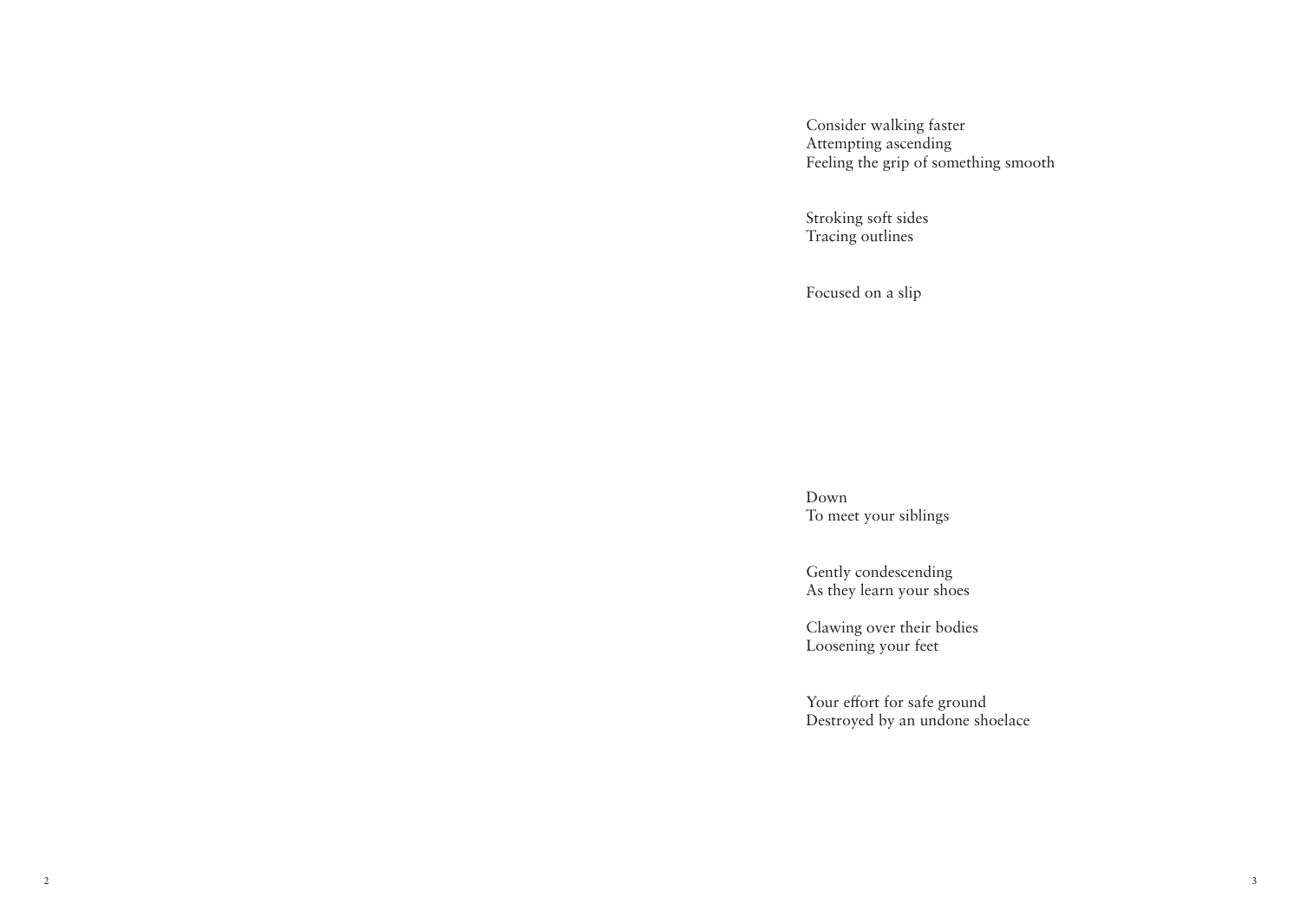Consider walking faster  
Attempting ascending  
Feeling the grip of something smooth

Stroking soft sides  
Tracing outlines

Focused on a slip

Down  
To meet your siblings

Gently condescending  
As they learn your shoes

Clawing over their bodies  
Loosening your feet

Your effort for safe ground  
Destroyed by an undone shoelace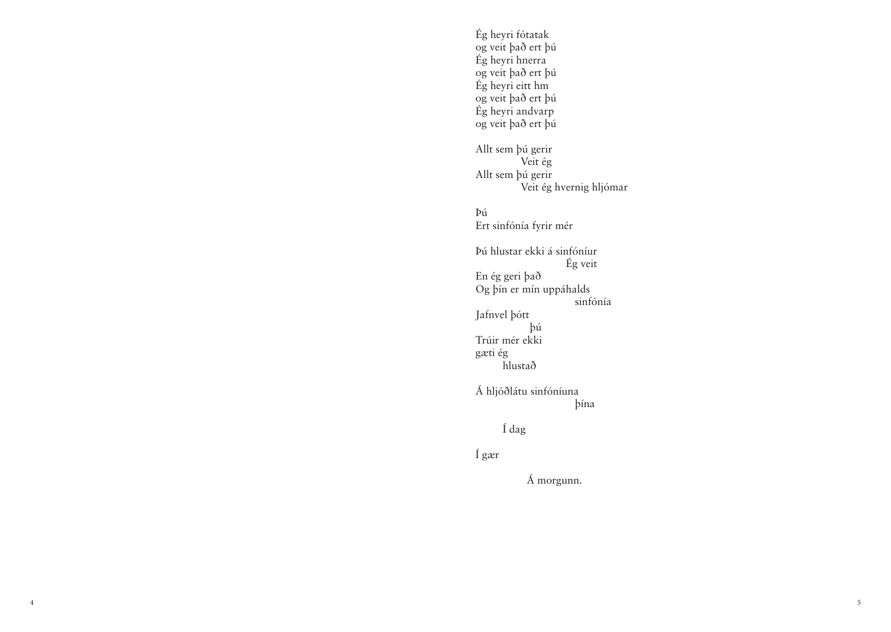Ég heyri fótatak
og veit það ert þú
Ég heyri hnerra
og veit það ert þú
Ég heyri eitt hm
og veit það ert þú
Ég heyri andvarp
og veit það ert þú

Allt sem þú gerir
&emsp;&emsp;&emsp;&emsp;Veit ég
Allt sem þú gerir
&emsp;&emsp;&emsp;&emsp;Veit ég hvernig hljómar

Þú
Ert sinfónía fyrir mér

Þú hlustar ekki á sinfóníur
&emsp;&emsp;&emsp;&emsp;&emsp;&emsp;&emsp;&emsp;Ég veit
En ég geri það
Og þín er mín uppáhalds
&emsp;&emsp;&emsp;&emsp;&emsp;&emsp;&emsp;&emsp;&emsp;sinfónía
Jafnvel þótt
&emsp;&emsp;&emsp;&emsp;&emsp;þú
Trúir mér ekki
gæti ég
&emsp;&emsp;&emsp;hlustað

Á hljóðlátu sinfóníuna
&emsp;&emsp;&emsp;&emsp;&emsp;&emsp;&emsp;&emsp;&emsp;þína

&emsp;&emsp;&emsp;Í dag

Í gær

&emsp;&emsp;&emsp;&emsp;&emsp;Á morgunn.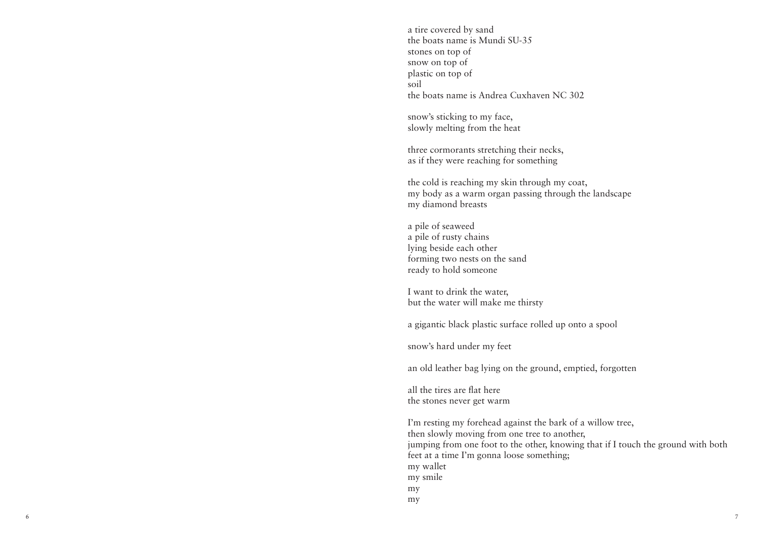a tire covered by sand
the boats name is Mundi SU-35
stones on top of
snow on top of
plastic on top of
soil
the boats name is Andrea Cuxhaven NC 302

snow's sticking to my face,
slowly melting from the heat

three cormorants stretching their necks,
as if they were reaching for something

the cold is reaching my skin through my coat,
my body as a warm organ passing through the landscape
my diamond breasts

a pile of seaweed
a pile of rusty chains
lying beside each other
forming two nests on the sand
ready to hold someone

I want to drink the water,
but the water will make me thirsty

a gigantic black plastic surface rolled up onto a spool

snow's hard under my feet

an old leather bag lying on the ground, emptied, forgotten

all the tires are flat here
the stones never get warm

I'm resting my forehead against the bark of a willow tree,
then slowly moving from one tree to another,
jumping from one foot to the other, knowing that if I touch the ground with both feet at a time I'm gonna loose something;
my wallet
my smile
my
my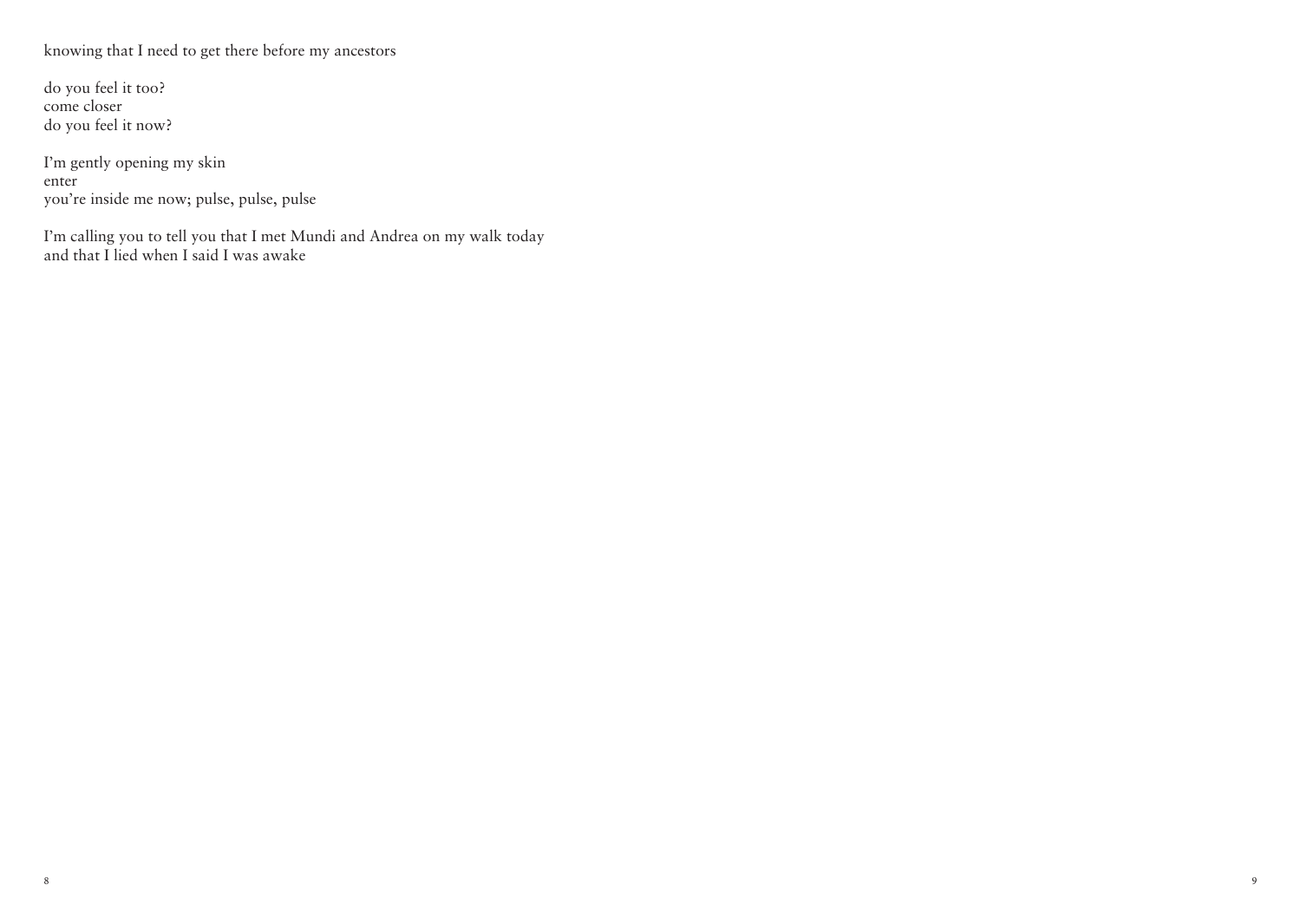knowing that I need to get there before my ancestors

do you feel it too?  
come closer  
do you feel it now?

I'm gently opening my skin  
enter  
you're inside me now; pulse, pulse, pulse

I'm calling you to tell you that I met Mundi and Andrea on my walk today  
and that I lied when I said I was awake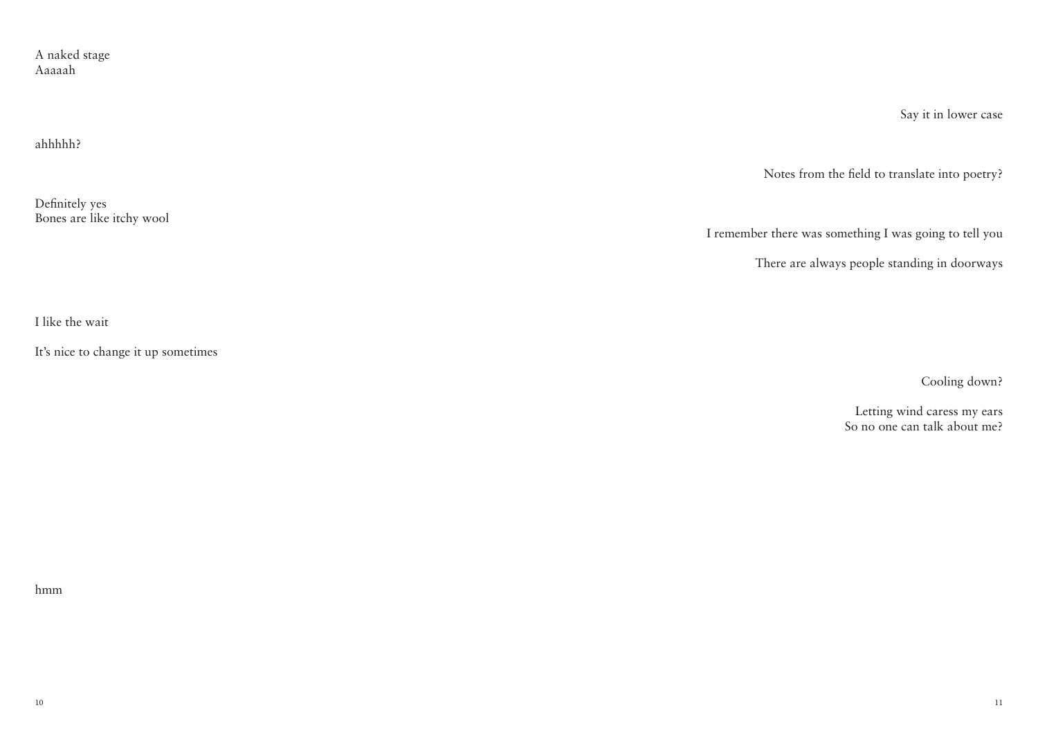A naked stage
Aaaaah

Say it in lower case

ahhhhh?

Notes from the field to translate into poetry?

Definitely yes
Bones are like itchy wool

I remember there was something I was going to tell you

There are always people standing in doorways

I like the wait

It's nice to change it up sometimes

Cooling down?

Letting wind caress my ears
So no one can talk about me?

hmm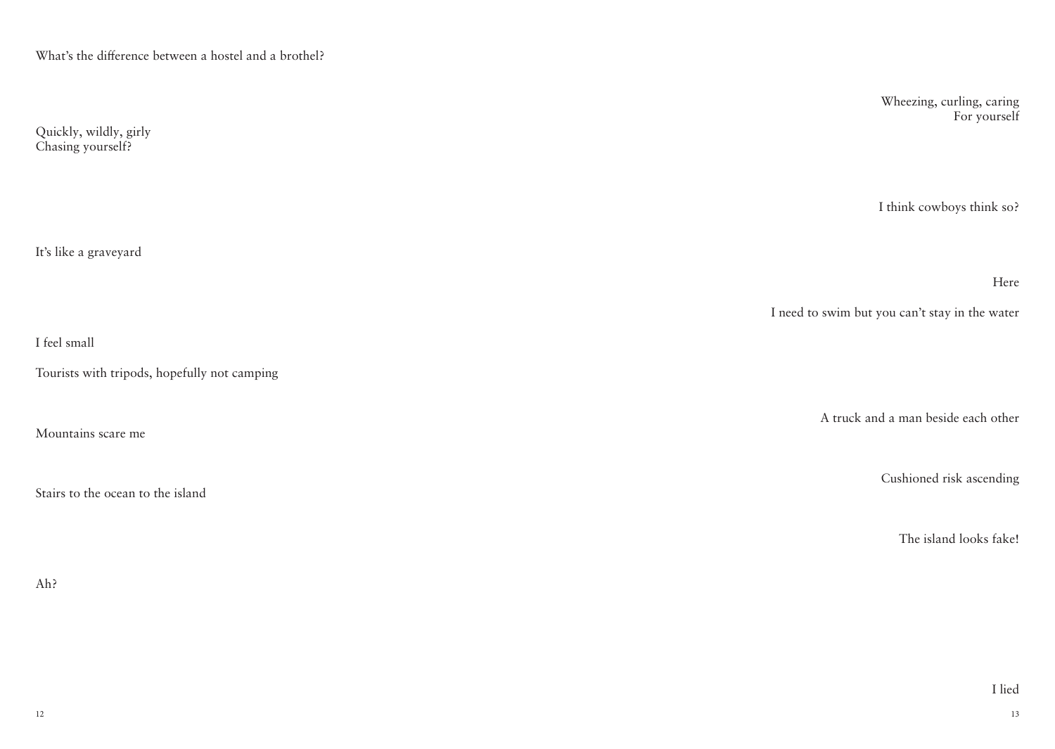What's the difference between a hostel and a brothel?

Quickly, wildly, girly
Chasing yourself?

It's like a graveyard

I feel small

Tourists with tripods, hopefully not camping

Mountains scare me

Stairs to the ocean to the island

Ah?

Wheezing, curling, caring
For yourself

I think cowboys think so?

Here

I need to swim but you can't stay in the water

A truck and a man beside each other

Cushioned risk ascending

The island looks fake!

I lied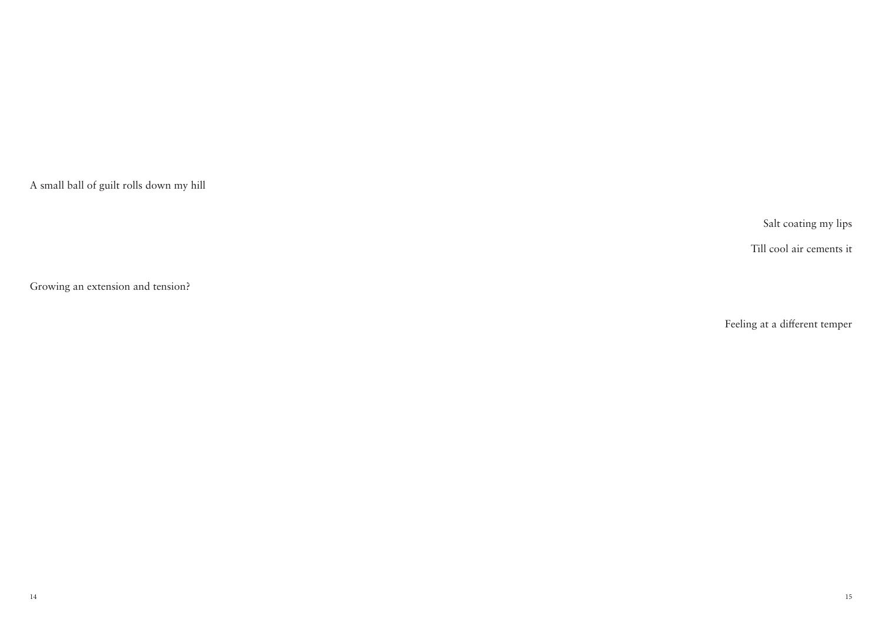A small ball of guilt rolls down my hill

Salt coating my lips

Till cool air cements it

Growing an extension and tension?

Feeling at a different temper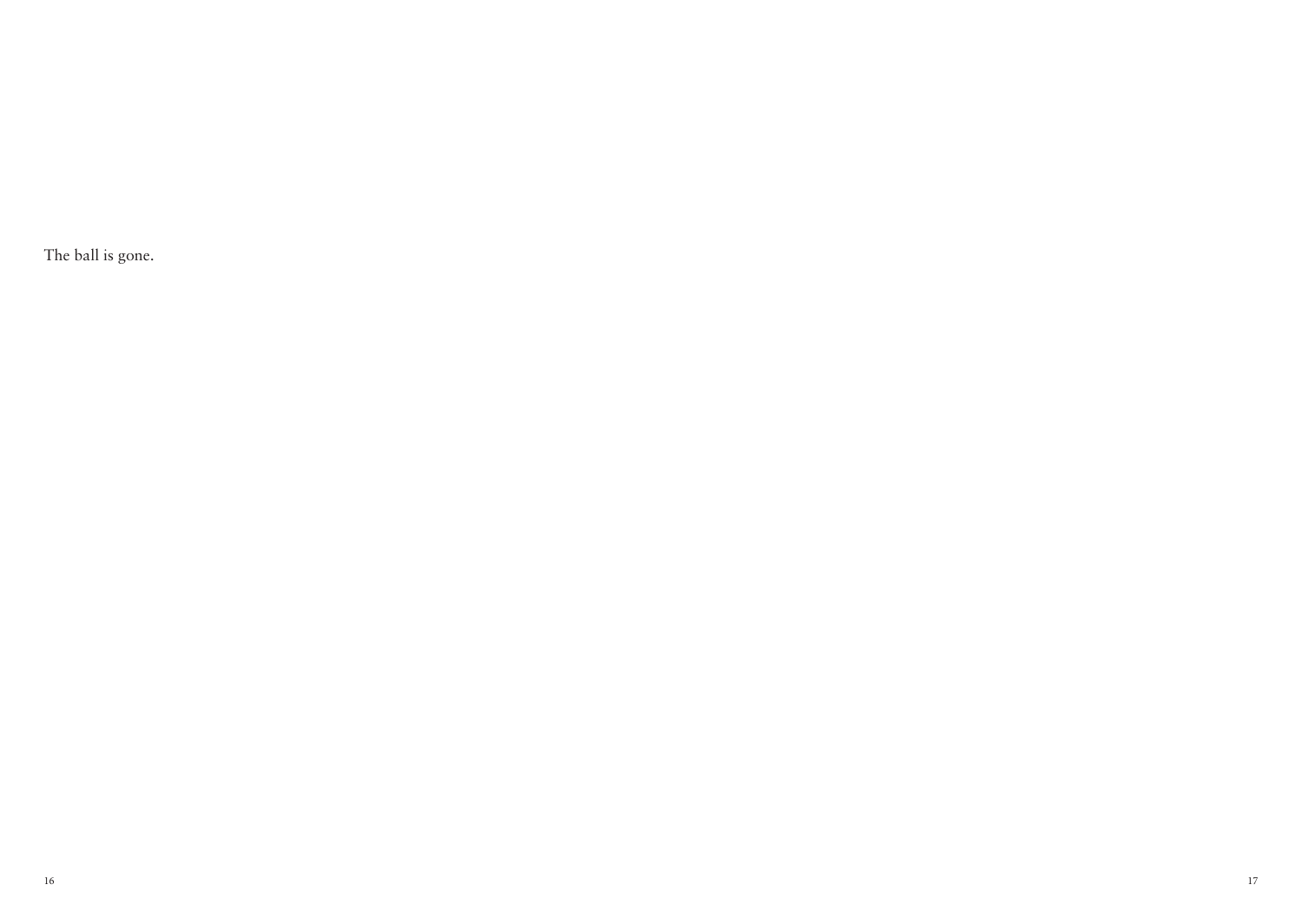The ball is gone.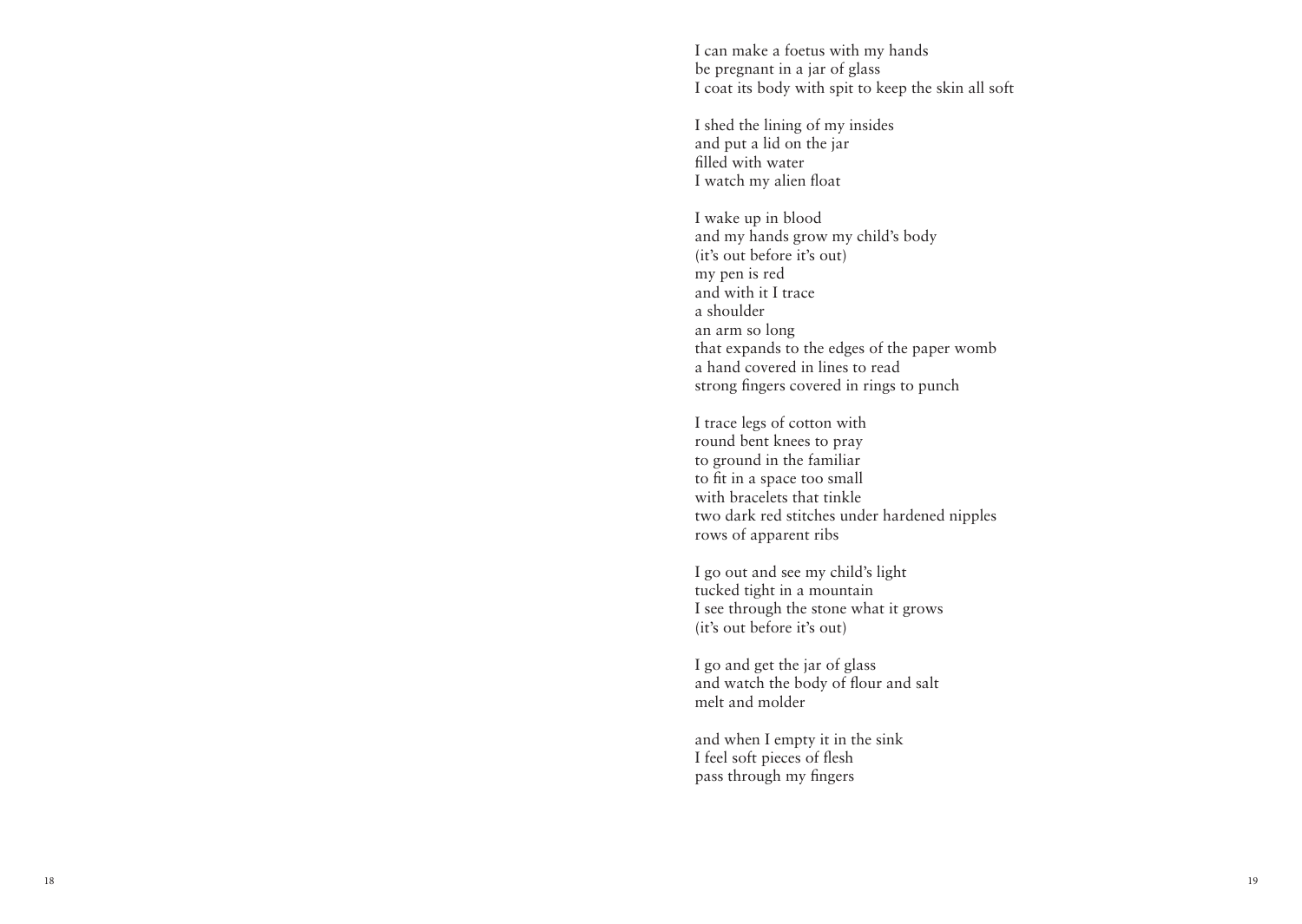I can make a foetus with my hands
be pregnant in a jar of glass
I coat its body with spit to keep the skin all soft

I shed the lining of my insides
and put a lid on the jar
filled with water
I watch my alien float

I wake up in blood
and my hands grow my child's body
(it's out before it's out)
my pen is red
and with it I trace
a shoulder
an arm so long
that expands to the edges of the paper womb
a hand covered in lines to read
strong fingers covered in rings to punch

I trace legs of cotton with
round bent knees to pray
to ground in the familiar
to fit in a space too small
with bracelets that tinkle
two dark red stitches under hardened nipples
rows of apparent ribs

I go out and see my child's light
tucked tight in a mountain
I see through the stone what it grows
(it's out before it's out)

I go and get the jar of glass
and watch the body of flour and salt
melt and molder

and when I empty it in the sink
I feel soft pieces of flesh
pass through my fingers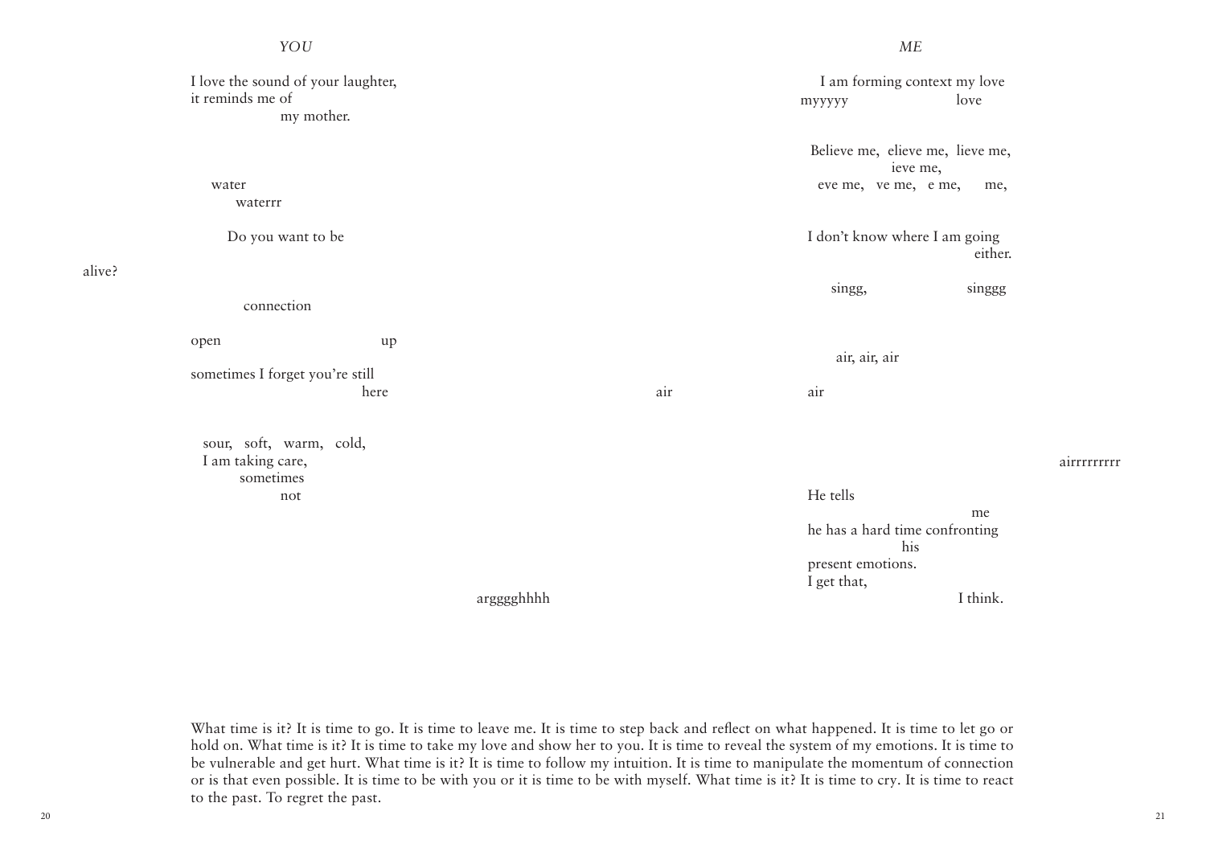*YOU*

I love the sound of your laughter,
it reminds me of
my mother.

water
waterrr

Do you want to be

alive?

connection

open up

sometimes I forget you're still
here

sour, soft, warm, cold,
I am taking care,
sometimes
not

argggghhhh

*ME*

I am forming context my love
myyyyy love

Believe me, elieve me, lieve me,
ieve me,
eve me, ve me, e me, me,

I don't know where I am going
either.

singg, singgg

air, air, air

air air

airrrrrrrrr

He tells
me
he has a hard time confronting
his
present emotions.
I get that,
I think.

What time is it? It is time to go. It is time to leave me. It is time to step back and reflect on what happened. It is time to let go or hold on. What time is it? It is time to take my love and show her to you. It is time to reveal the system of my emotions. It is time to be vulnerable and get hurt. What time is it? It is time to follow my intuition. It is time to manipulate the momentum of connection or is that even possible. It is time to be with you or it is time to be with myself. What time is it? It is time to cry. It is time to react to the past. To regret the past.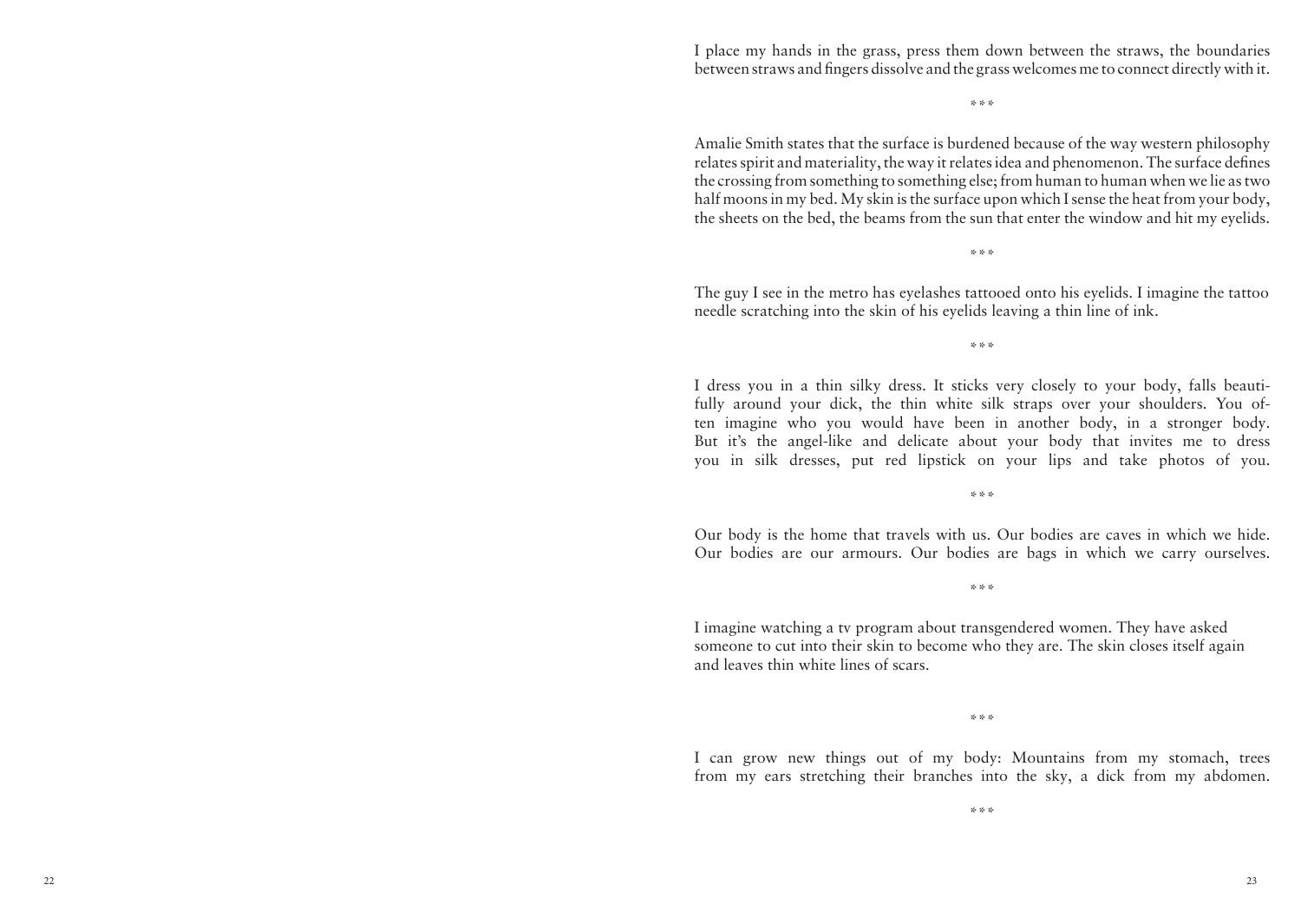I place my hands in the grass, press them down between the straws, the boundaries between straws and fingers dissolve and the grass welcomes me to connect directly with it.

\*\*\*

Amalie Smith states that the surface is burdened because of the way western philosophy relates spirit and materiality, the way it relates idea and phenomenon. The surface defines the crossing from something to something else; from human to human when we lie as two half moons in my bed. My skin is the surface upon which I sense the heat from your body, the sheets on the bed, the beams from the sun that enter the window and hit my eyelids.

\*\*\*

The guy I see in the metro has eyelashes tattooed onto his eyelids. I imagine the tattoo needle scratching into the skin of his eyelids leaving a thin line of ink.

\*\*\*

I dress you in a thin silky dress. It sticks very closely to your body, falls beautifully around your dick, the thin white silk straps over your shoulders. You often imagine who you would have been in another body, in a stronger body. But it's the angel-like and delicate about your body that invites me to dress you in silk dresses, put red lipstick on your lips and take photos of you.

\*\*\*

Our body is the home that travels with us. Our bodies are caves in which we hide. Our bodies are our armours. Our bodies are bags in which we carry ourselves.

\*\*\*

I imagine watching a tv program about transgendered women. They have asked someone to cut into their skin to become who they are. The skin closes itself again and leaves thin white lines of scars.

\*\*\*

I can grow new things out of my body: Mountains from my stomach, trees from my ears stretching their branches into the sky, a dick from my abdomen.

\*\*\*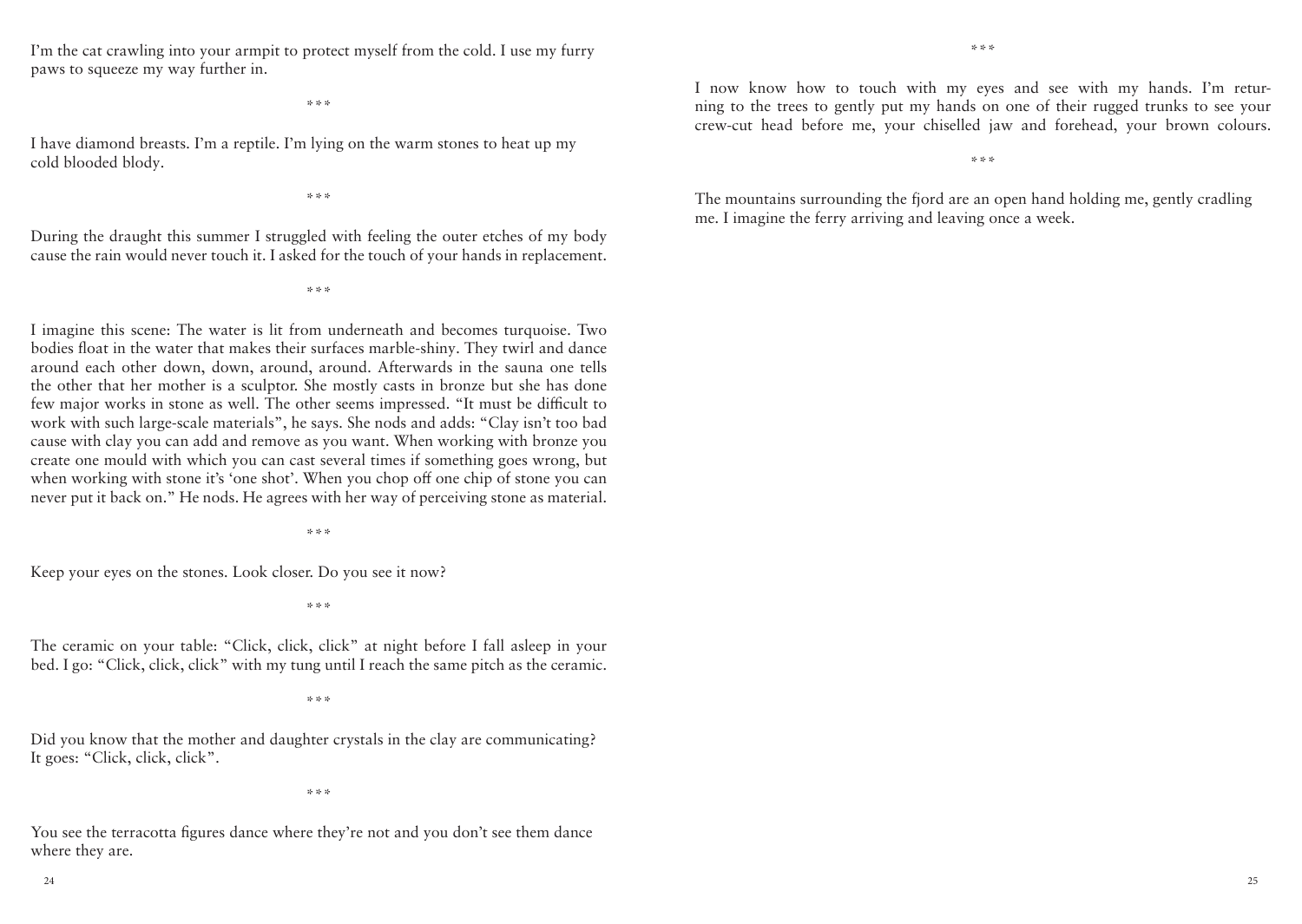I'm the cat crawling into your armpit to protect myself from the cold. I use my furry paws to squeeze my way further in.

\*\*\*

I have diamond breasts. I'm a reptile. I'm lying on the warm stones to heat up my cold blooded blody.

\*\*\*

During the draught this summer I struggled with feeling the outer etches of my body cause the rain would never touch it. I asked for the touch of your hands in replacement.

\*\*\*

I imagine this scene: The water is lit from underneath and becomes turquoise. Two bodies float in the water that makes their surfaces marble-shiny. They twirl and dance around each other down, down, around, around. Afterwards in the sauna one tells the other that her mother is a sculptor. She mostly casts in bronze but she has done few major works in stone as well. The other seems impressed. "It must be difficult to work with such large-scale materials", he says. She nods and adds: "Clay isn't too bad cause with clay you can add and remove as you want. When working with bronze you create one mould with which you can cast several times if something goes wrong, but when working with stone it's 'one shot'. When you chop off one chip of stone you can never put it back on." He nods. He agrees with her way of perceiving stone as material.

\*\*\*

Keep your eyes on the stones. Look closer. Do you see it now?

\*\*\*

The ceramic on your table: "Click, click, click" at night before I fall asleep in your bed. I go: "Click, click, click" with my tung until I reach the same pitch as the ceramic.

\*\*\*

Did you know that the mother and daughter crystals in the clay are communicating? It goes: "Click, click, click".

\*\*\*

You see the terracotta figures dance where they're not and you don't see them dance where they are.

\*\*\*

I now know how to touch with my eyes and see with my hands. I'm returning to the trees to gently put my hands on one of their rugged trunks to see your crew-cut head before me, your chiselled jaw and forehead, your brown colours.

\*\*\*

The mountains surrounding the fjord are an open hand holding me, gently cradling me. I imagine the ferry arriving and leaving once a week.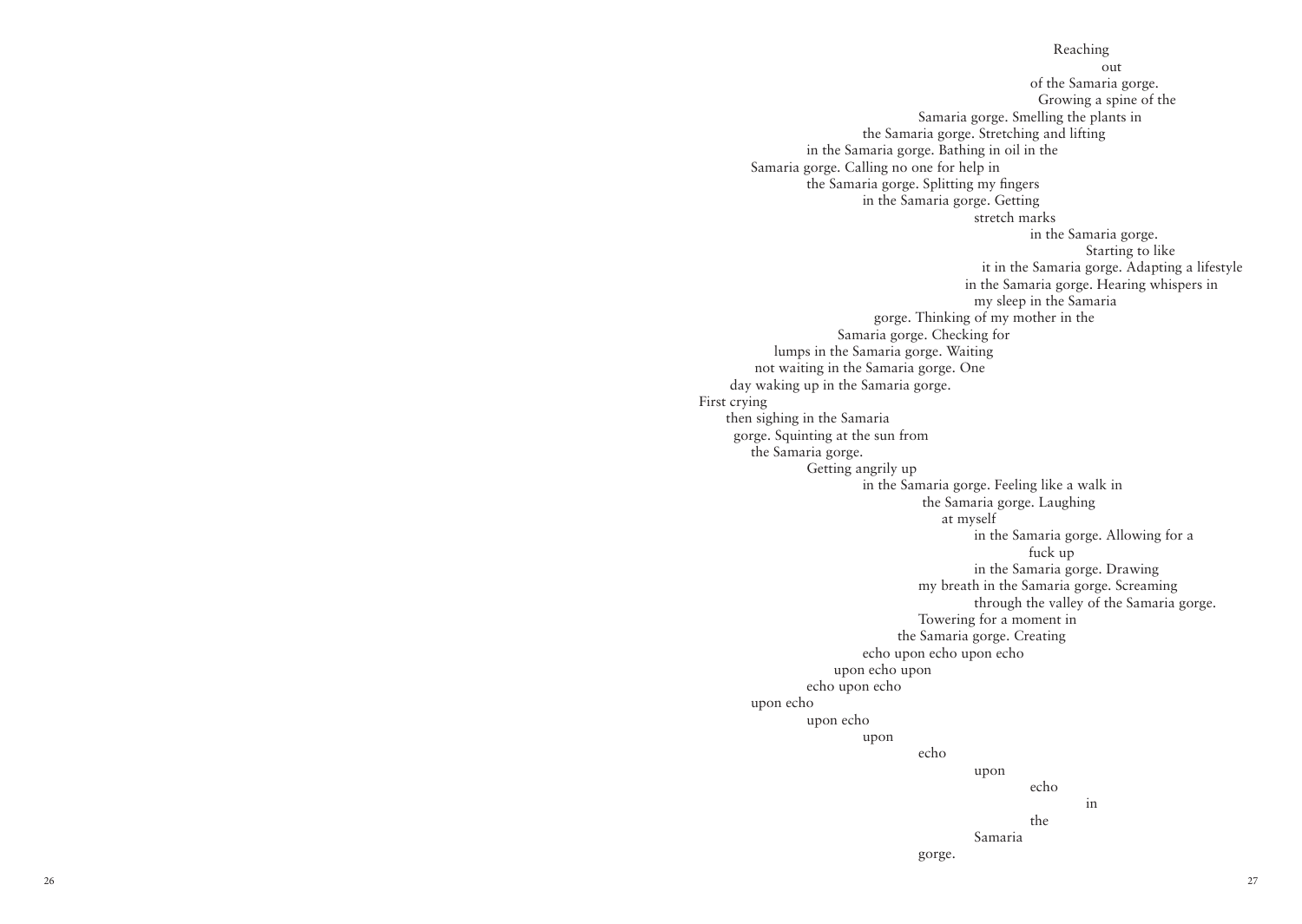Reaching
out
of the Samaria gorge.
Growing a spine of the
Samaria gorge. Smelling the plants in
the Samaria gorge. Stretching and lifting
in the Samaria gorge. Bathing in oil in the
Samaria gorge. Calling no one for help in
the Samaria gorge. Splitting my fingers
in the Samaria gorge. Getting
stretch marks
in the Samaria gorge.
Starting to like
it in the Samaria gorge. Adapting a lifestyle
in the Samaria gorge. Hearing whispers in
my sleep in the Samaria
gorge. Thinking of my mother in the
Samaria gorge. Checking for
lumps in the Samaria gorge. Waiting
not waiting in the Samaria gorge. One
day waking up in the Samaria gorge.
First crying
then sighing in the Samaria
gorge. Squinting at the sun from
the Samaria gorge.
Getting angrily up
in the Samaria gorge. Feeling like a walk in
the Samaria gorge. Laughing
at myself
in the Samaria gorge. Allowing for a
fuck up
in the Samaria gorge. Drawing
my breath in the Samaria gorge. Screaming
through the valley of the Samaria gorge.
Towering for a moment in
the Samaria gorge. Creating
echo upon echo upon echo
upon echo upon
echo upon echo
upon echo
upon echo
upon
echo
upon
echo
in
the
Samaria
gorge.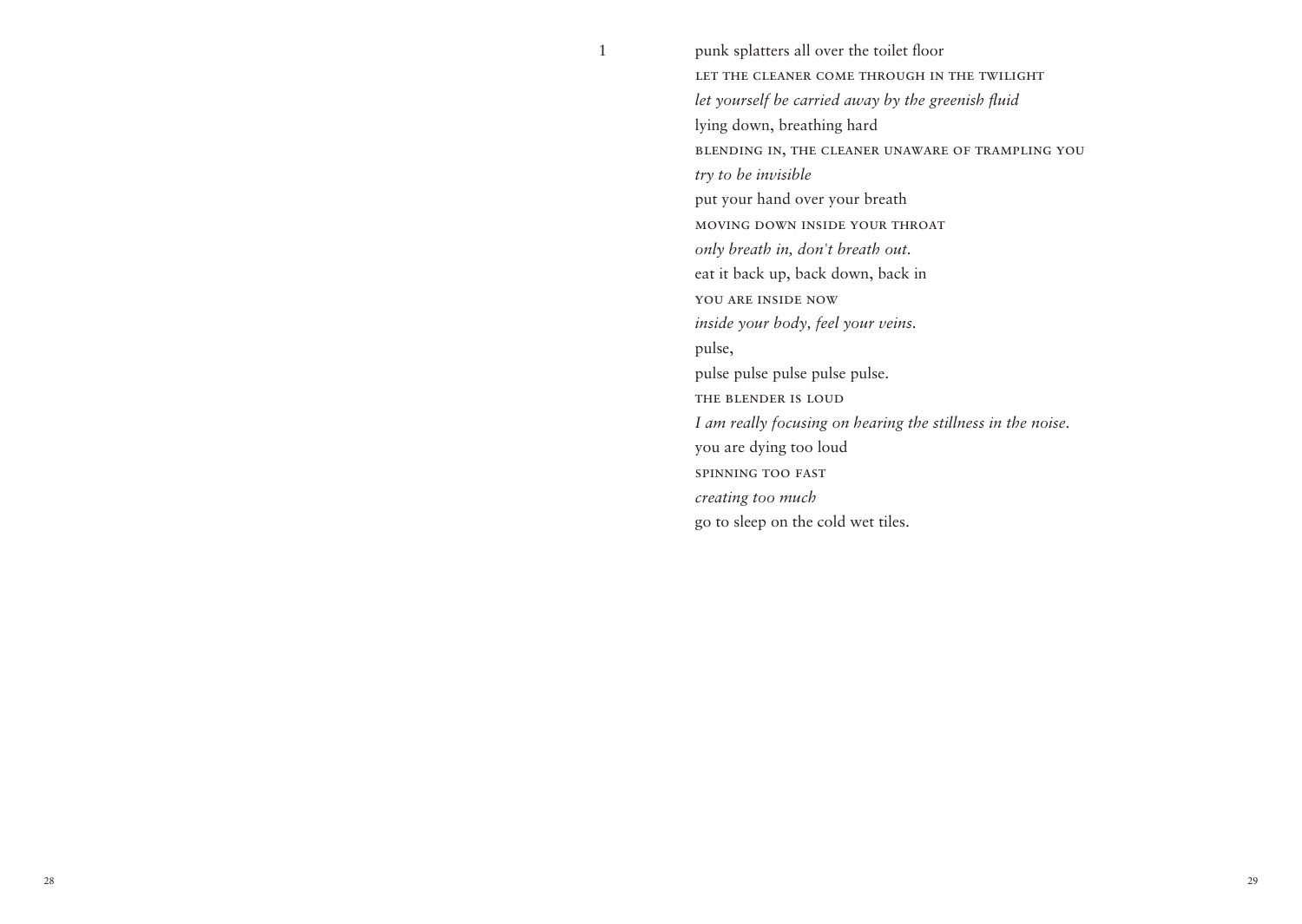1

punk splatters all over the toilet floor
LET THE CLEANER COME THROUGH IN THE TWILIGHT
*let yourself be carried away by the greenish fluid*
lying down, breathing hard
BLENDING IN, THE CLEANER UNAWARE OF TRAMPLING YOU
*try to be invisible*
put your hand over your breath
MOVING DOWN INSIDE YOUR THROAT
*only breath in, don't breath out.*
eat it back up, back down, back in
YOU ARE INSIDE NOW
*inside your body, feel your veins.*
pulse,
pulse pulse pulse pulse pulse.
THE BLENDER IS LOUD
*I am really focusing on hearing the stillness in the noise.*
you are dying too loud
SPINNING TOO FAST
*creating too much*
go to sleep on the cold wet tiles.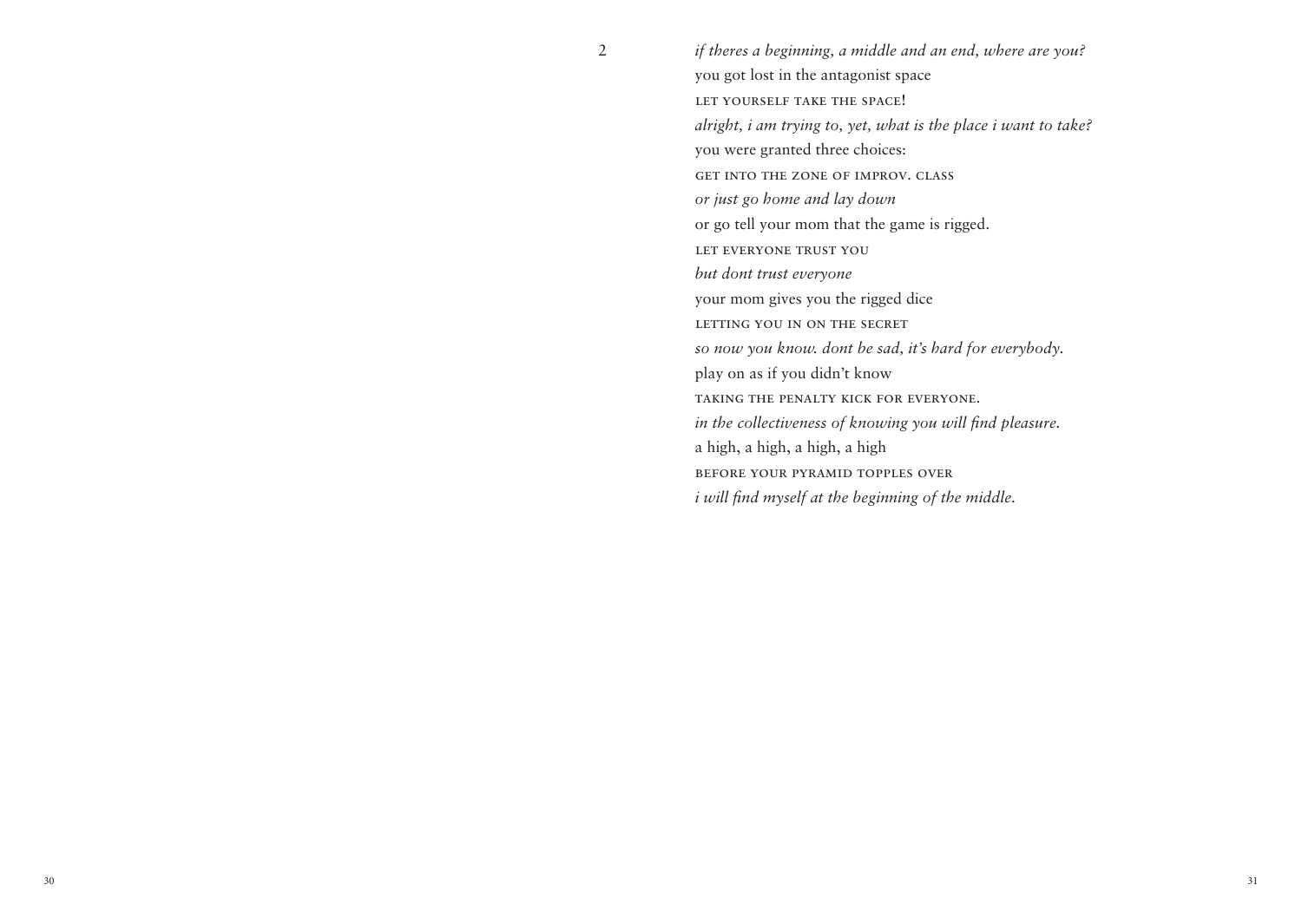2

*if theres a beginning, a middle and an end, where are you?*
you got lost in the antagonist space
LET YOURSELF TAKE THE SPACE!
*alright, i am trying to, yet, what is the place i want to take?*
you were granted three choices:
GET INTO THE ZONE OF IMPROV. CLASS
*or just go home and lay down*
or go tell your mom that the game is rigged.
LET EVERYONE TRUST YOU
*but dont trust everyone*
your mom gives you the rigged dice
LETTING YOU IN ON THE SECRET
*so now you know. dont be sad, it's hard for everybody.*
play on as if you didn't know
TAKING THE PENALTY KICK FOR EVERYONE.
*in the collectiveness of knowing you will find pleasure.*
a high, a high, a high, a high
BEFORE YOUR PYRAMID TOPPLES OVER
*i will find myself at the beginning of the middle.*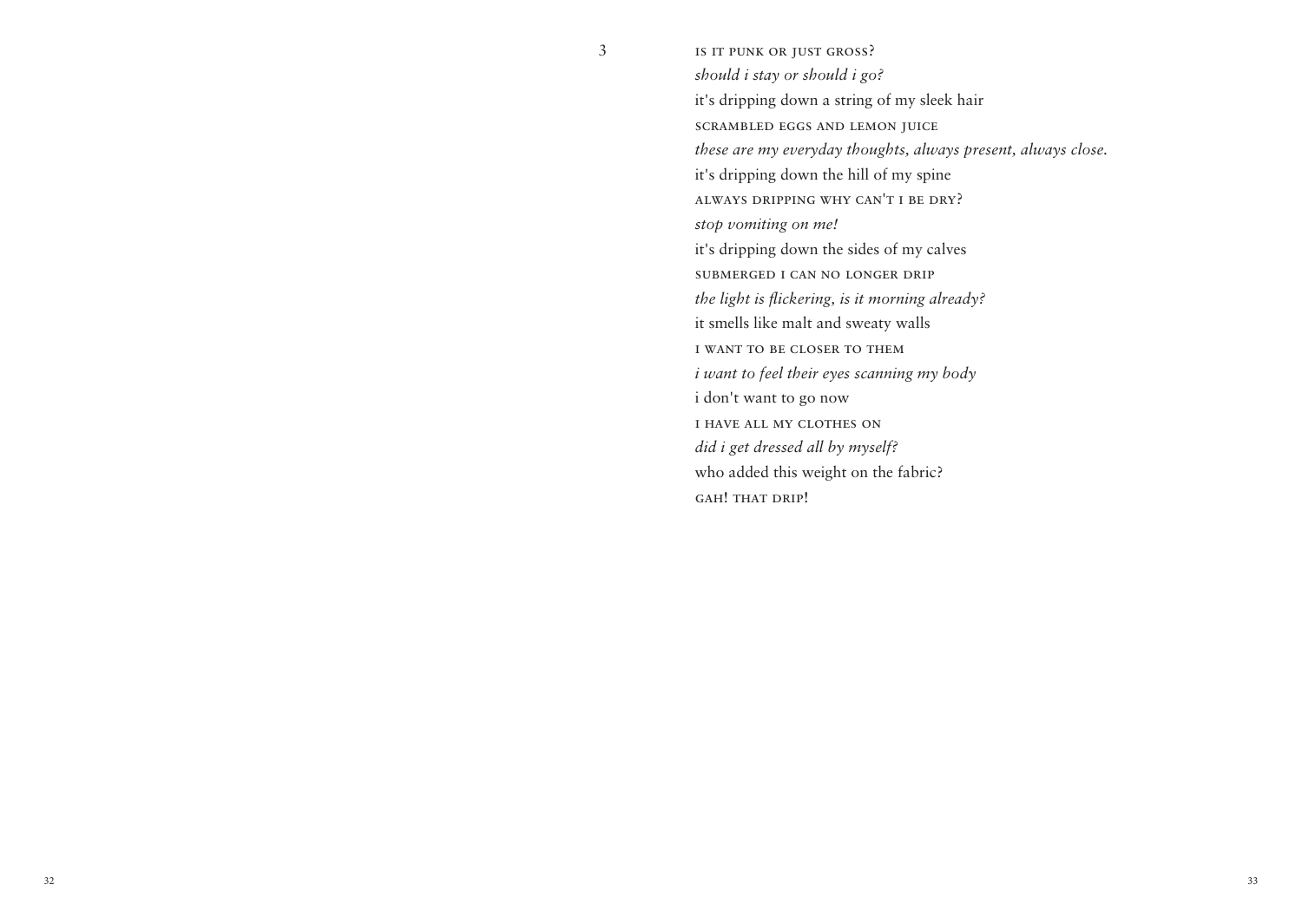3

is it punk or just gross?
*should i stay or should i go?*
it's dripping down a string of my sleek hair
scrambled eggs and lemon juice
*these are my everyday thoughts, always present, always close.*
it's dripping down the hill of my spine
always dripping why can't i be dry?
*stop vomiting on me!*
it's dripping down the sides of my calves
submerged i can no longer drip
*the light is flickering, is it morning already?*
it smells like malt and sweaty walls
i want to be closer to them
*i want to feel their eyes scanning my body*
i don't want to go now
i have all my clothes on
*did i get dressed all by myself?*
who added this weight on the fabric?
gah! that drip!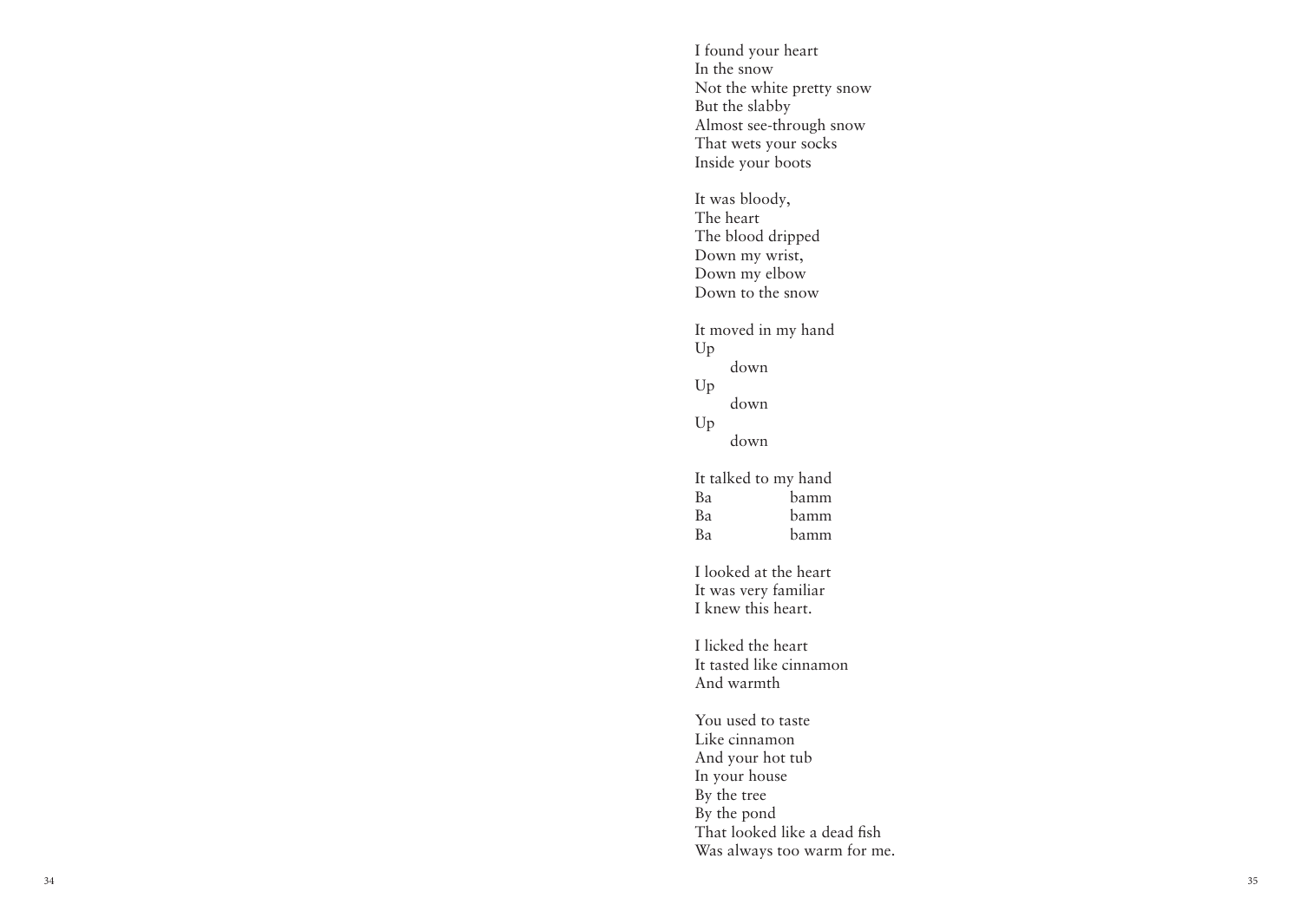I found your heart
In the snow
Not the white pretty snow
But the slabby
Almost see-through snow
That wets your socks
Inside your boots

It was bloody,
The heart
The blood dripped
Down my wrist,
Down my elbow
Down to the snow

It moved in my hand
Up
&nbsp;&nbsp;&nbsp;&nbsp;&nbsp;&nbsp;&nbsp;&nbsp;down
Up
&nbsp;&nbsp;&nbsp;&nbsp;&nbsp;&nbsp;&nbsp;&nbsp;down
Up
&nbsp;&nbsp;&nbsp;&nbsp;&nbsp;&nbsp;&nbsp;&nbsp;down

It talked to my hand
Ba&nbsp;&nbsp;&nbsp;&nbsp;&nbsp;&nbsp;&nbsp;&nbsp;&nbsp;&nbsp;&nbsp;&nbsp;&nbsp;&nbsp;&nbsp;&nbsp;&nbsp;&nbsp;bamm
Ba&nbsp;&nbsp;&nbsp;&nbsp;&nbsp;&nbsp;&nbsp;&nbsp;&nbsp;&nbsp;&nbsp;&nbsp;&nbsp;&nbsp;&nbsp;&nbsp;&nbsp;&nbsp;bamm
Ba&nbsp;&nbsp;&nbsp;&nbsp;&nbsp;&nbsp;&nbsp;&nbsp;&nbsp;&nbsp;&nbsp;&nbsp;&nbsp;&nbsp;&nbsp;&nbsp;&nbsp;&nbsp;bamm

I looked at the heart
It was very familiar
I knew this heart.

I licked the heart
It tasted like cinnamon
And warmth

You used to taste
Like cinnamon
And your hot tub
In your house
By the tree
By the pond
That looked like a dead fish
Was always too warm for me.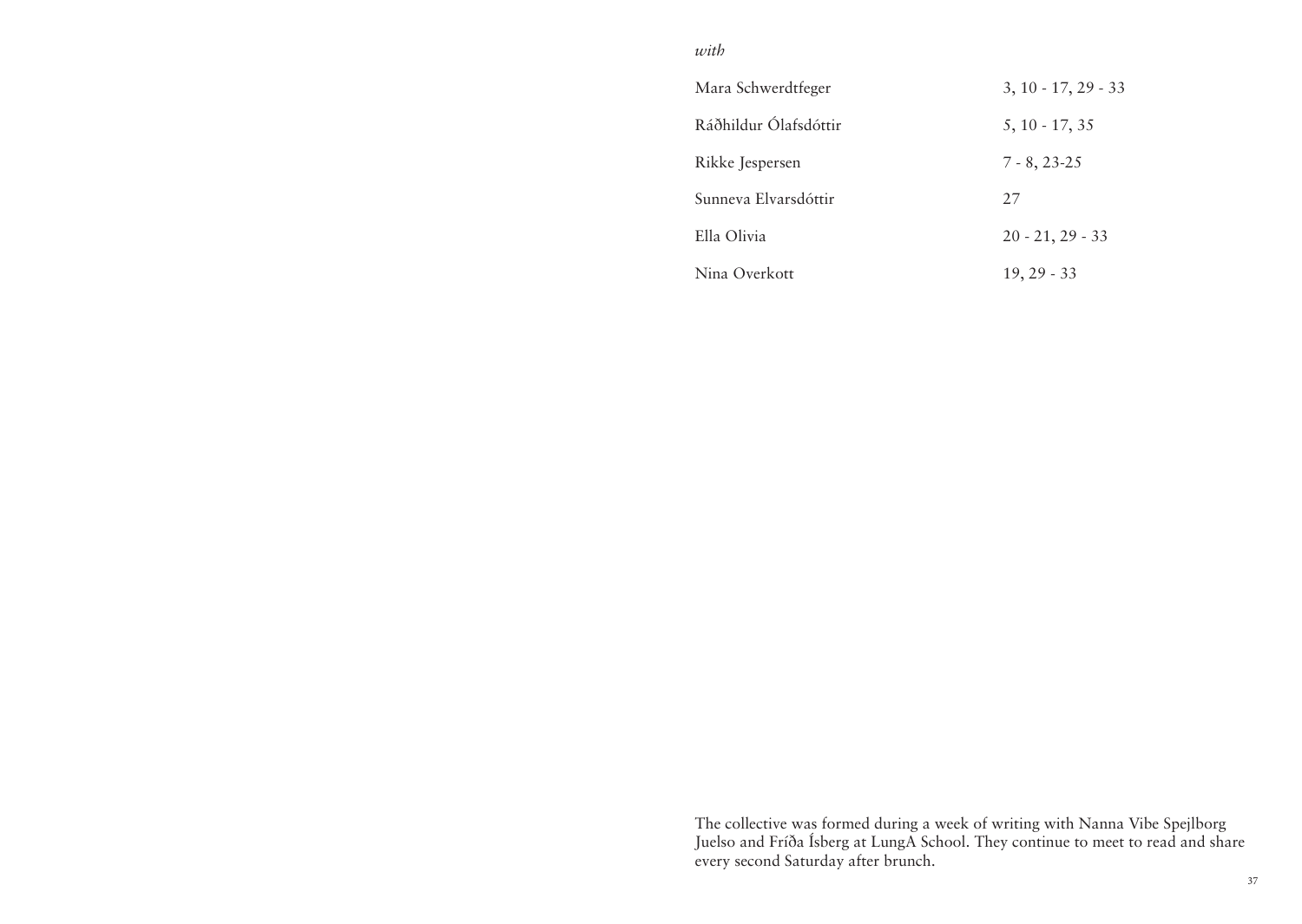*with*

| | |
|---|---|
| Mara Schwerdtfeger | 3, 10 - 17, 29 - 33 |
| Ráðhildur Ólafsdóttir | 5, 10 - 17, 35 |
| Rikke Jespersen | 7 - 8, 23-25 |
| Sunneva Elvarsdóttir | 27 |
| Ella Olivia | 20 - 21, 29 - 33 |
| Nina Overkott | 19, 29 - 33 |

The collective was formed during a week of writing with Nanna Vibe Spejlborg Juelso and Fríða Ísberg at LungA School. They continue to meet to read and share every second Saturday after brunch.